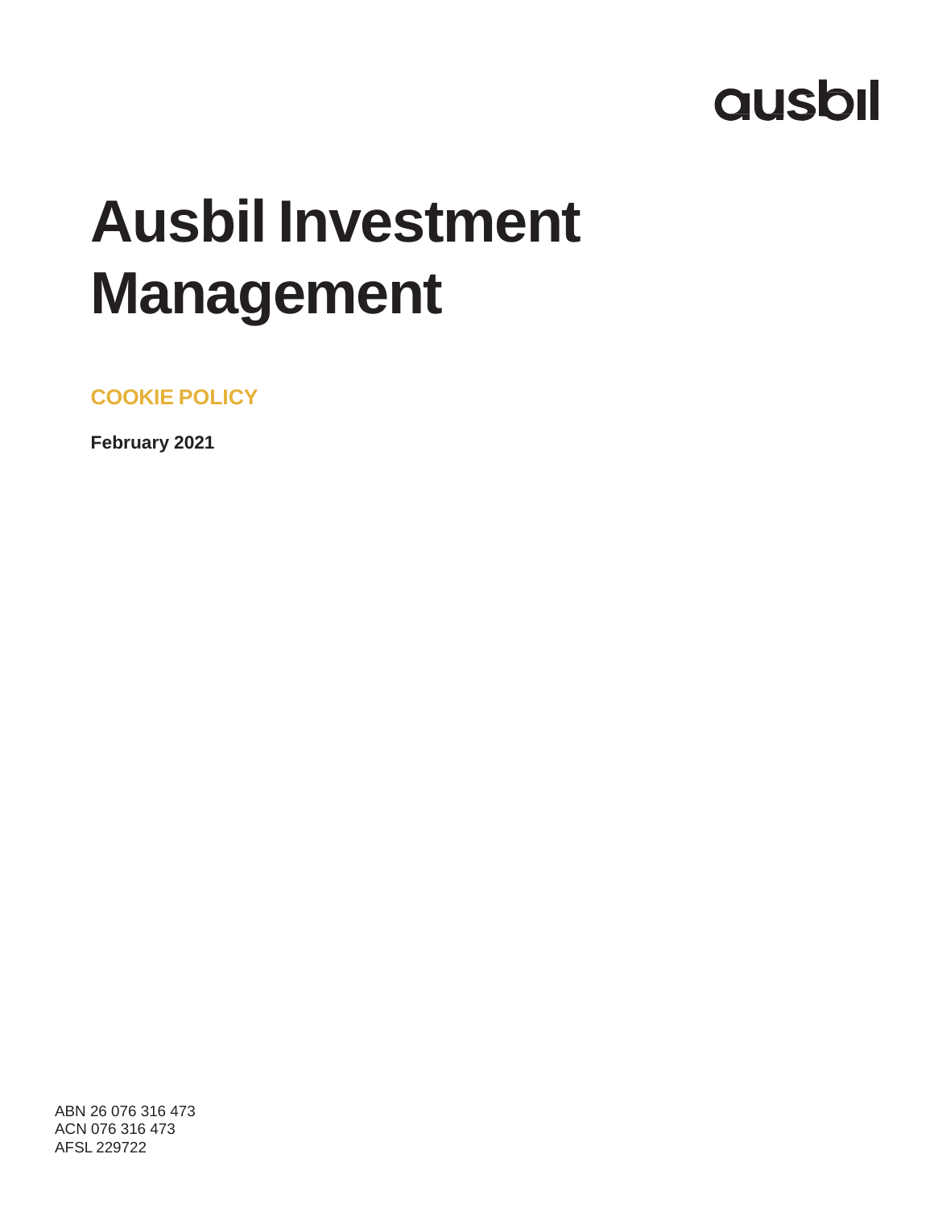ausbil

# Ausbil Investment Management

## COOKIE POLICY

**February 2021**

ABN 26 076 316 473
ACN 076 316 473
AFSL 229722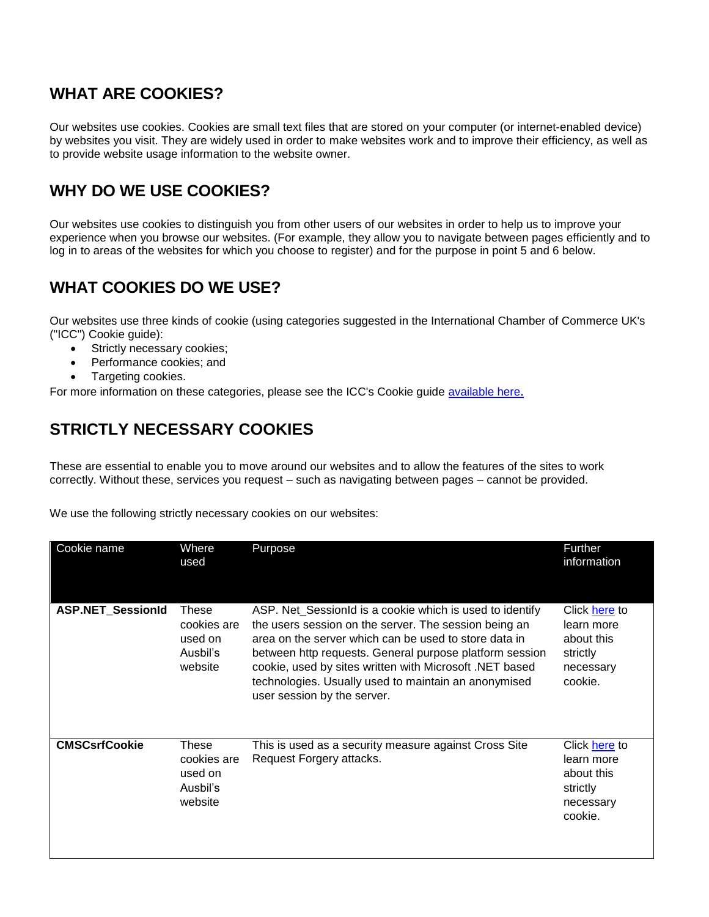## WHAT ARE COOKIES?

Our websites use cookies. Cookies are small text files that are stored on your computer (or internet-enabled device) by websites you visit. They are widely used in order to make websites work and to improve their efficiency, as well as to provide website usage information to the website owner.

## WHY DO WE USE COOKIES?

Our websites use cookies to distinguish you from other users of our websites in order to help us to improve your experience when you browse our websites. (For example, they allow you to navigate between pages efficiently and to log in to areas of the websites for which you choose to register) and for the purpose in point 5 and 6 below.

## WHAT COOKIES DO WE USE?

Our websites use three kinds of cookie (using categories suggested in the International Chamber of Commerce UK's ("ICC") Cookie guide):

- Strictly necessary cookies;
- Performance cookies; and
- Targeting cookies.

For more information on these categories, please see the ICC's Cookie guide [available here.]()

## STRICTLY NECESSARY COOKIES

These are essential to enable you to move around our websites and to allow the features of the sites to work correctly. Without these, services you request – such as navigating between pages – cannot be provided.

We use the following strictly necessary cookies on our websites:

| Cookie name | Where used | Purpose | Further information |
|---|---|---|---|
| **ASP.NET_SessionId** | These cookies are used on Ausbil's website | ASP. Net_SessionId is a cookie which is used to identify the users session on the server. The session being an area on the server which can be used to store data in between http requests. General purpose platform session cookie, used by sites written with Microsoft .NET based technologies. Usually used to maintain an anonymised user session by the server. | Click [here]() to learn more about this strictly necessary cookie. |
| **CMSCsrfCookie** | These cookies are used on Ausbil's website | This is used as a security measure against Cross Site Request Forgery attacks. | Click [here]() to learn more about this strictly necessary cookie. |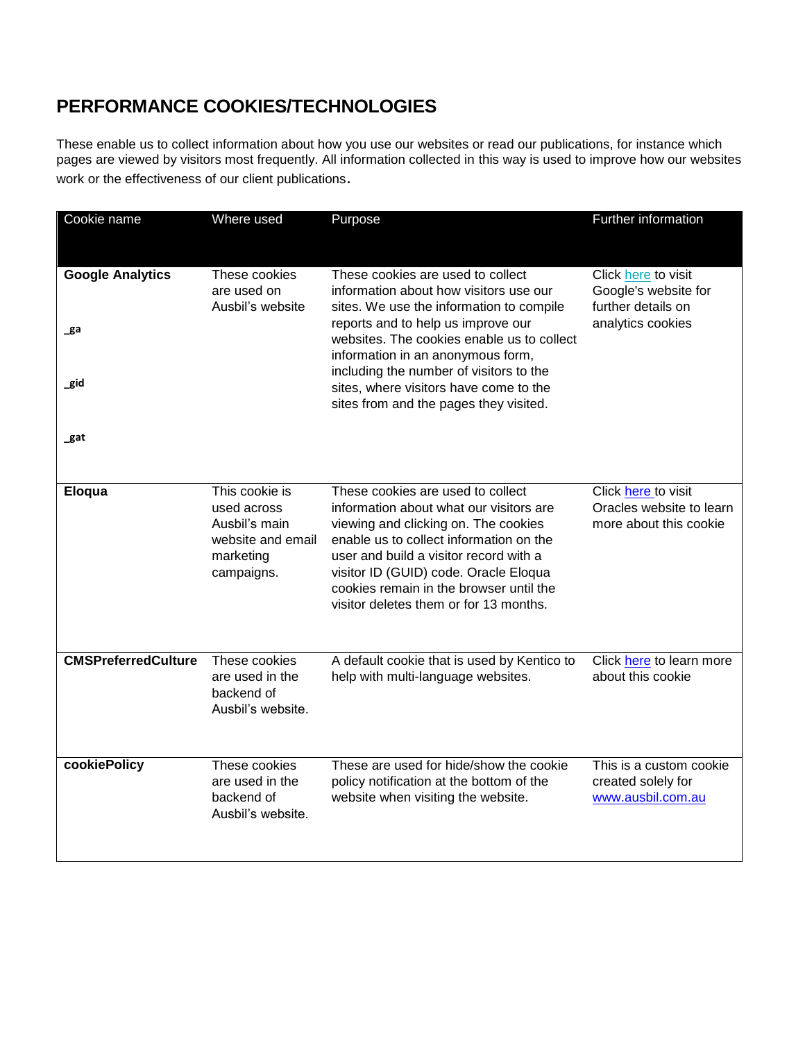## PERFORMANCE COOKIES/TECHNOLOGIES

These enable us to collect information about how you use our websites or read our publications, for instance which pages are viewed by visitors most frequently. All information collected in this way is used to improve how our websites work or the effectiveness of our client publications.

| Cookie name | Where used | Purpose | Further information |
|---|---|---|---|
| **Google Analytics**<br><br>**_ga**<br><br>**_gid**<br><br>**_gat** | These cookies are used on Ausbil's website | These cookies are used to collect information about how visitors use our sites. We use the information to compile reports and to help us improve our websites. The cookies enable us to collect information in an anonymous form, including the number of visitors to the sites, where visitors have come to the sites from and the pages they visited. | Click here to visit Google's website for further details on analytics cookies |
| **Eloqua** | This cookie is used across Ausbil's main website and email marketing campaigns. | These cookies are used to collect information about what our visitors are viewing and clicking on. The cookies enable us to collect information on the user and build a visitor record with a visitor ID (GUID) code. Oracle Eloqua cookies remain in the browser until the visitor deletes them or for 13 months. | Click here to visit Oracles website to learn more about this cookie |
| **CMSPreferredCulture** | These cookies are used in the backend of Ausbil's website. | A default cookie that is used by Kentico to help with multi-language websites. | Click here to learn more about this cookie |
| **cookiePolicy** | These cookies are used in the backend of Ausbil's website. | These are used for hide/show the cookie policy notification at the bottom of the website when visiting the website. | This is a custom cookie created solely for www.ausbil.com.au |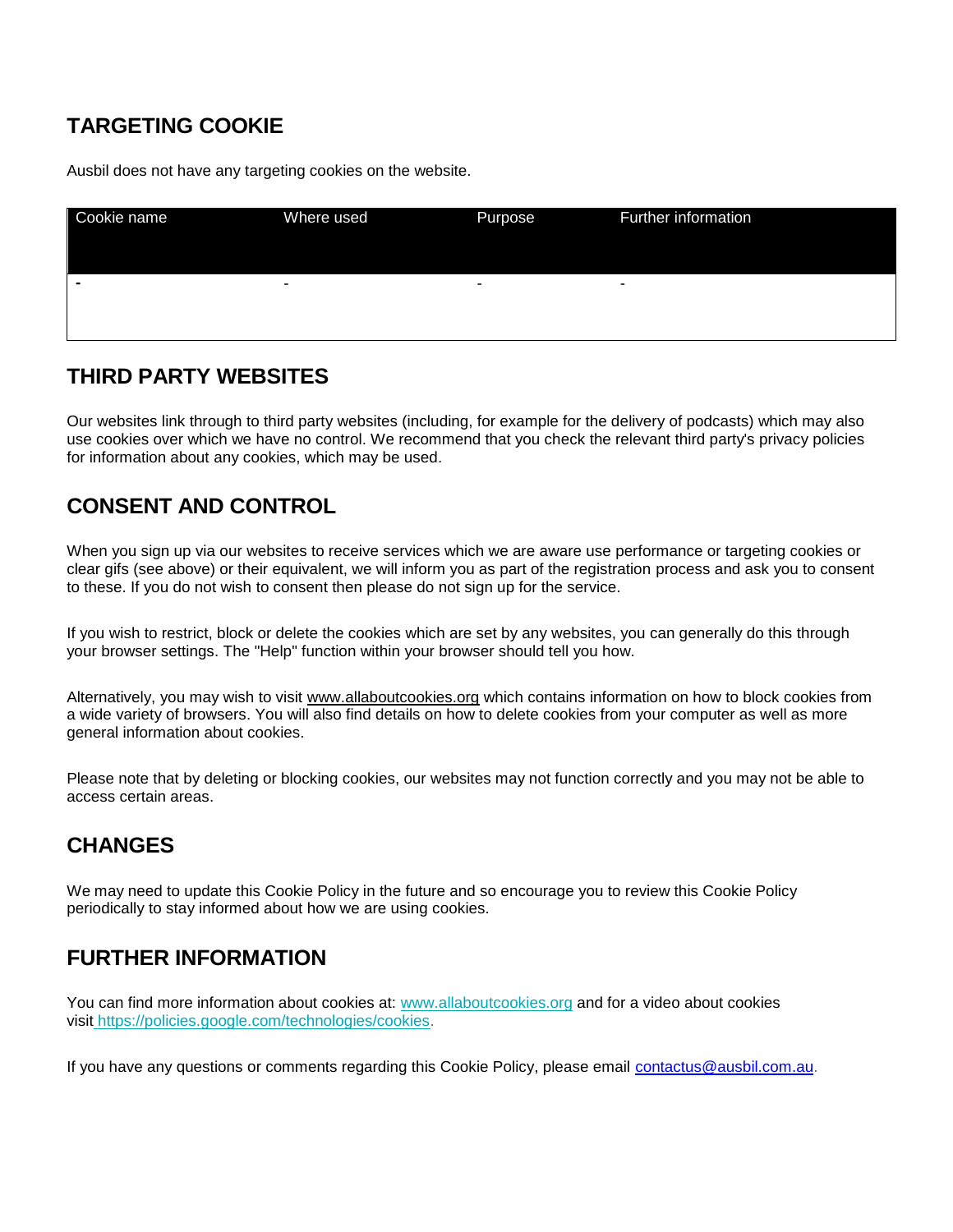## TARGETING COOKIE

Ausbil does not have any targeting cookies on the website.

| Cookie name | Where used | Purpose | Further information |
| --- | --- | --- | --- |
| - | - | - | - |

## THIRD PARTY WEBSITES

Our websites link through to third party websites (including, for example for the delivery of podcasts) which may also use cookies over which we have no control. We recommend that you check the relevant third party's privacy policies for information about any cookies, which may be used.

## CONSENT AND CONTROL

When you sign up via our websites to receive services which we are aware use performance or targeting cookies or clear gifs (see above) or their equivalent, we will inform you as part of the registration process and ask you to consent to these. If you do not wish to consent then please do not sign up for the service.

If you wish to restrict, block or delete the cookies which are set by any websites, you can generally do this through your browser settings. The "Help" function within your browser should tell you how.

Alternatively, you may wish to visit www.allaboutcookies.org which contains information on how to block cookies from a wide variety of browsers. You will also find details on how to delete cookies from your computer as well as more general information about cookies.

Please note that by deleting or blocking cookies, our websites may not function correctly and you may not be able to access certain areas.

## CHANGES

We may need to update this Cookie Policy in the future and so encourage you to review this Cookie Policy periodically to stay informed about how we are using cookies.

## FURTHER INFORMATION

You can find more information about cookies at: www.allaboutcookies.org and for a video about cookies visit https://policies.google.com/technologies/cookies.

If you have any questions or comments regarding this Cookie Policy, please email contactus@ausbil.com.au.